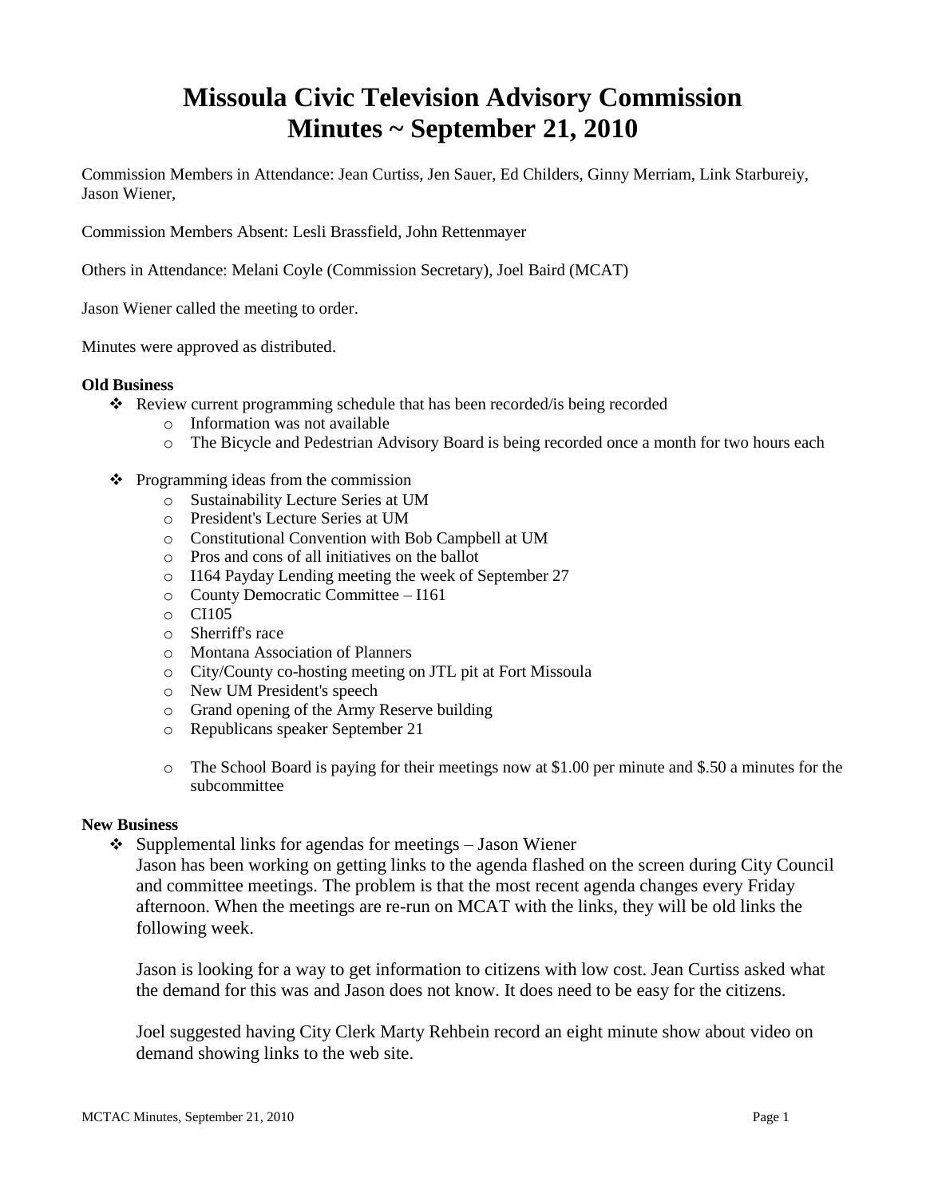# Missoula Civic Television Advisory Commission Minutes ~ September 21, 2010

Commission Members in Attendance: Jean Curtiss, Jen Sauer, Ed Childers, Ginny Merriam, Link Starbureiy, Jason Wiener,

Commission Members Absent: Lesli Brassfield, John Rettenmayer

Others in Attendance: Melani Coyle (Commission Secretary), Joel Baird (MCAT)

Jason Wiener called the meeting to order.

Minutes were approved as distributed.

**Old Business**

- Review current programming schedule that has been recorded/is being recorded
  - Information was not available
  - The Bicycle and Pedestrian Advisory Board is being recorded once a month for two hours each

- Programming ideas from the commission
  - Sustainability Lecture Series at UM
  - President's Lecture Series at UM
  - Constitutional Convention with Bob Campbell at UM
  - Pros and cons of all initiatives on the ballot
  - I164 Payday Lending meeting the week of September 27
  - County Democratic Committee – I161
  - CI105
  - Sherriff's race
  - Montana Association of Planners
  - City/County co-hosting meeting on JTL pit at Fort Missoula
  - New UM President's speech
  - Grand opening of the Army Reserve building
  - Republicans speaker September 21

  - The School Board is paying for their meetings now at $1.00 per minute and $.50 a minutes for the subcommittee

**New Business**

- Supplemental links for agendas for meetings – Jason Wiener

  Jason has been working on getting links to the agenda flashed on the screen during City Council and committee meetings. The problem is that the most recent agenda changes every Friday afternoon. When the meetings are re-run on MCAT with the links, they will be old links the following week.

  Jason is looking for a way to get information to citizens with low cost. Jean Curtiss asked what the demand for this was and Jason does not know. It does need to be easy for the citizens.

  Joel suggested having City Clerk Marty Rehbein record an eight minute show about video on demand showing links to the web site.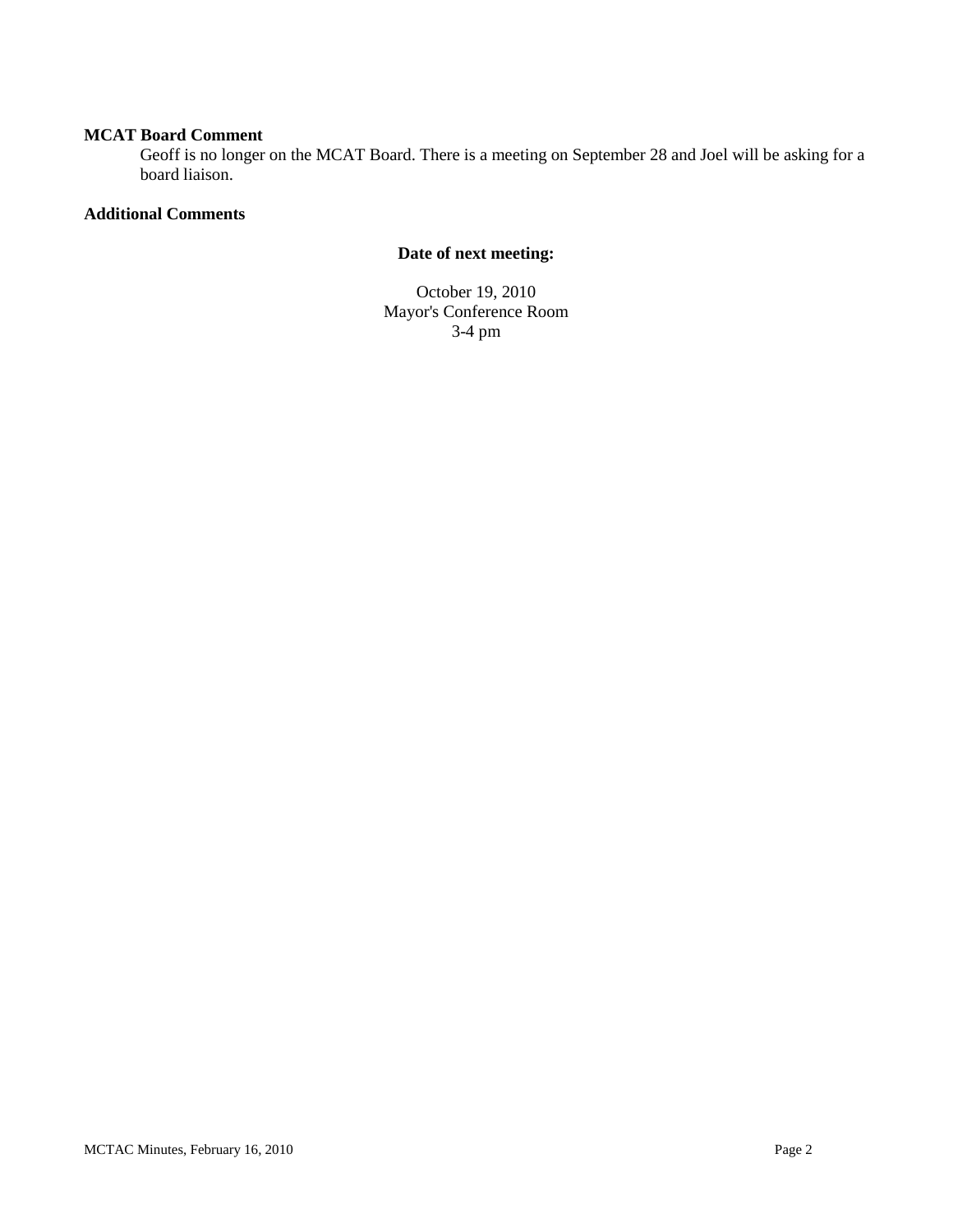**MCAT Board Comment**

Geoff is no longer on the MCAT Board. There is a meeting on September 28 and Joel will be asking for a board liaison.

**Additional Comments**

**Date of next meeting:**

October 19, 2010
Mayor's Conference Room
3-4 pm